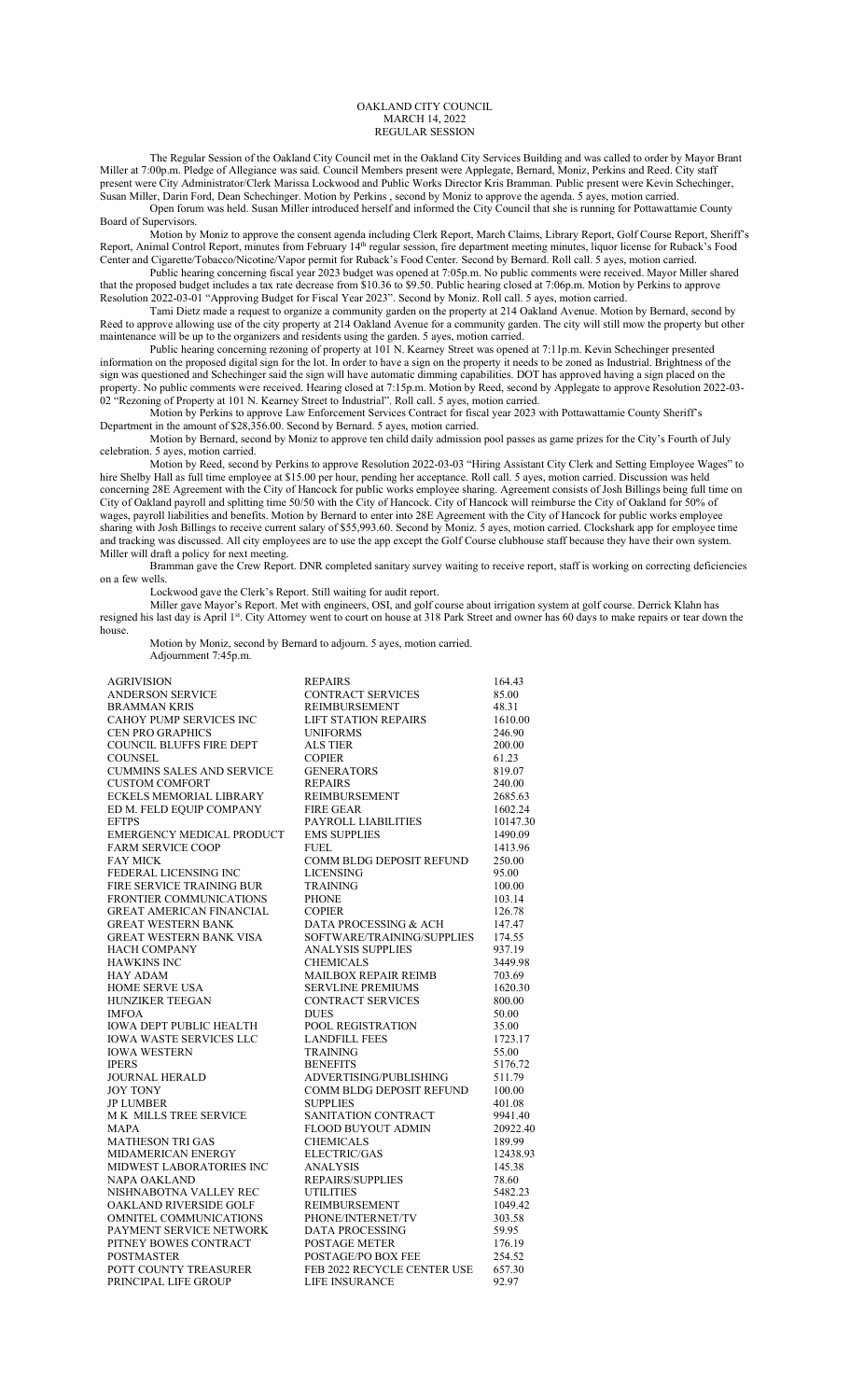# OAKLAND CITY COUNCIL
## MARCH 14, 2022
## REGULAR SESSION

The Regular Session of the Oakland City Council met in the Oakland City Services Building and was called to order by Mayor Brant Miller at 7:00p.m. Pledge of Allegiance was said. Council Members present were Applegate, Bernard, Moniz, Perkins and Reed. City staff present were City Administrator/Clerk Marissa Lockwood and Public Works Director Kris Bramman. Public present were Kevin Schechinger, Susan Miller, Darin Ford, Dean Schechinger. Motion by Perkins , second by Moniz to approve the agenda. 5 ayes, motion carried.

Open forum was held. Susan Miller introduced herself and informed the City Council that she is running for Pottawattamie County Board of Supervisors.

Motion by Moniz to approve the consent agenda including Clerk Report, March Claims, Library Report, Golf Course Report, Sheriff's Report, Animal Control Report, minutes from February 14th regular session, fire department meeting minutes, liquor license for Ruback's Food Center and Cigarette/Tobacco/Nicotine/Vapor permit for Ruback's Food Center. Second by Bernard. Roll call. 5 ayes, motion carried.

Public hearing concerning fiscal year 2023 budget was opened at 7:05p.m. No public comments were received. Mayor Miller shared that the proposed budget includes a tax rate decrease from $10.36 to $9.50. Public hearing closed at 7:06p.m. Motion by Perkins to approve Resolution 2022-03-01 "Approving Budget for Fiscal Year 2023". Second by Moniz. Roll call. 5 ayes, motion carried.

Tami Dietz made a request to organize a community garden on the property at 214 Oakland Avenue. Motion by Bernard, second by Reed to approve allowing use of the city property at 214 Oakland Avenue for a community garden. The city will still mow the property but other maintenance will be up to the organizers and residents using the garden. 5 ayes, motion carried.

Public hearing concerning rezoning of property at 101 N. Kearney Street was opened at 7:11p.m. Kevin Schechinger presented information on the proposed digital sign for the lot. In order to have a sign on the property it needs to be zoned as Industrial. Brightness of the sign was questioned and Schechinger said the sign will have automatic dimming capabilities. DOT has approved having a sign placed on the property. No public comments were received. Hearing closed at 7:15p.m. Motion by Reed, second by Applegate to approve Resolution 2022-03-02 "Rezoning of Property at 101 N. Kearney Street to Industrial". Roll call. 5 ayes, motion carried.

Motion by Perkins to approve Law Enforcement Services Contract for fiscal year 2023 with Pottawattamie County Sheriff's Department in the amount of $28,356.00. Second by Bernard. 5 ayes, motion carried.

Motion by Bernard, second by Moniz to approve ten child daily admission pool passes as game prizes for the City's Fourth of July celebration. 5 ayes, motion carried.

Motion by Reed, second by Perkins to approve Resolution 2022-03-03 "Hiring Assistant City Clerk and Setting Employee Wages" to hire Shelby Hall as full time employee at $15.00 per hour, pending her acceptance. Roll call. 5 ayes, motion carried. Discussion was held concerning 28E Agreement with the City of Hancock for public works employee sharing. Agreement consists of Josh Billings being full time on City of Oakland payroll and splitting time 50/50 with the City of Hancock. City of Hancock will reimburse the City of Oakland for 50% of wages, payroll liabilities and benefits. Motion by Bernard to enter into 28E Agreement with the City of Hancock for public works employee sharing with Josh Billings to receive current salary of $55,993.60. Second by Moniz. 5 ayes, motion carried. Clockshark app for employee time and tracking was discussed. All city employees are to use the app except the Golf Course clubhouse staff because they have their own system. Miller will draft a policy for next meeting.

Bramman gave the Crew Report. DNR completed sanitary survey waiting to receive report, staff is working on correcting deficiencies on a few wells.

Lockwood gave the Clerk's Report. Still waiting for audit report.

Miller gave Mayor's Report. Met with engineers, OSI, and golf course about irrigation system at golf course. Derrick Klahn has resigned his last day is April 1st. City Attorney went to court on house at 318 Park Street and owner has 60 days to make repairs or tear down the house.

Motion by Moniz, second by Bernard to adjourn. 5 ayes, motion carried.
Adjournment 7:45p.m.

| | | |
|---|---|---|
| AGRIVISION | REPAIRS | 164.43 |
| ANDERSON SERVICE | CONTRACT SERVICES | 85.00 |
| BRAMMAN KRIS | REIMBURSEMENT | 48.31 |
| CAHOY PUMP SERVICES INC | LIFT STATION REPAIRS | 1610.00 |
| CEN PRO GRAPHICS | UNIFORMS | 246.90 |
| COUNCIL BLUFFS FIRE DEPT | ALS TIER | 200.00 |
| COUNSEL | COPIER | 61.23 |
| CUMMINS SALES AND SERVICE | GENERATORS | 819.07 |
| CUSTOM COMFORT | REPAIRS | 240.00 |
| ECKELS MEMORIAL LIBRARY | REIMBURSEMENT | 2685.63 |
| ED M. FELD EQUIP COMPANY | FIRE GEAR | 1602.24 |
| EFTPS | PAYROLL LIABILITIES | 10147.30 |
| EMERGENCY MEDICAL PRODUCT | EMS SUPPLIES | 1490.09 |
| FARM SERVICE COOP | FUEL | 1413.96 |
| FAY MICK | COMM BLDG DEPOSIT REFUND | 250.00 |
| FEDERAL LICENSING INC | LICENSING | 95.00 |
| FIRE SERVICE TRAINING BUR | TRAINING | 100.00 |
| FRONTIER COMMUNICATIONS | PHONE | 103.14 |
| GREAT AMERICAN FINANCIAL | COPIER | 126.78 |
| GREAT WESTERN BANK | DATA PROCESSING & ACH | 147.47 |
| GREAT WESTERN BANK VISA | SOFTWARE/TRAINING/SUPPLIES | 174.55 |
| HACH COMPANY | ANALYSIS SUPPLIES | 937.19 |
| HAWKINS INC | CHEMICALS | 3449.98 |
| HAY ADAM | MAILBOX REPAIR REIMB | 703.69 |
| HOME SERVE USA | SERVLINE PREMIUMS | 1620.30 |
| HUNZIKER TEEGAN | CONTRACT SERVICES | 800.00 |
| IMFOA | DUES | 50.00 |
| IOWA DEPT PUBLIC HEALTH | POOL REGISTRATION | 35.00 |
| IOWA WASTE SERVICES LLC | LANDFILL FEES | 1723.17 |
| IOWA WESTERN | TRAINING | 55.00 |
| IPERS | BENEFITS | 5176.72 |
| JOURNAL HERALD | ADVERTISING/PUBLISHING | 511.79 |
| JOY TONY | COMM BLDG DEPOSIT REFUND | 100.00 |
| JP LUMBER | SUPPLIES | 401.08 |
| M K MILLS TREE SERVICE | SANITATION CONTRACT | 9941.40 |
| MAPA | FLOOD BUYOUT ADMIN | 20922.40 |
| MATHESON TRI GAS | CHEMICALS | 189.99 |
| MIDAMERICAN ENERGY | ELECTRIC/GAS | 12438.93 |
| MIDWEST LABORATORIES INC | ANALYSIS | 145.38 |
| NAPA OAKLAND | REPAIRS/SUPPLIES | 78.60 |
| NISHNABOTNA VALLEY REC | UTILITIES | 5482.23 |
| OAKLAND RIVERSIDE GOLF | REIMBURSEMENT | 1049.42 |
| OMNITEL COMMUNICATIONS | PHONE/INTERNET/TV | 303.58 |
| PAYMENT SERVICE NETWORK | DATA PROCESSING | 59.95 |
| PITNEY BOWES CONTRACT | POSTAGE METER | 176.19 |
| POSTMASTER | POSTAGE/PO BOX FEE | 254.52 |
| POTT COUNTY TREASURER | FEB 2022 RECYCLE CENTER USE | 657.30 |
| PRINCIPAL LIFE GROUP | LIFE INSURANCE | 92.97 |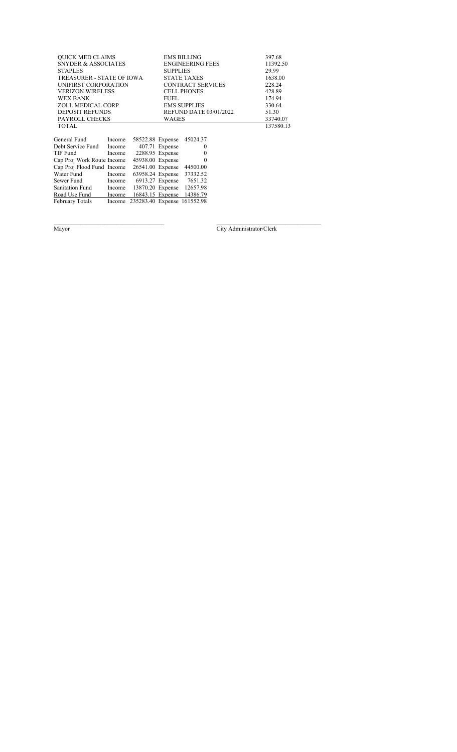| | | |
|---|---|---|
| QUICK MED CLAIMS | EMS BILLING | 397.68 |
| SNYDER & ASSOCIATES | ENGINEERING FEES | 11392.50 |
| STAPLES | SUPPLIES | 29.99 |
| TREASURER - STATE OF IOWA | STATE TAXES | 1638.00 |
| UNIFIRST CORPORATION | CONTRACT SERVICES | 228.24 |
| VERIZON WIRELESS | CELL PHONES | 428.89 |
| WEX BANK | FUEL | 174.94 |
| ZOLL MEDICAL CORP | EMS SUPPLIES | 330.64 |
| DEPOSIT REFUNDS | REFUND DATE 03/01/2022 | 51.30 |
| PAYROLL CHECKS | WAGES | 33740.07 |
| TOTAL | | 137580.13 |

| | | | | |
|---|---|---|---|---|
| General Fund | Income | 58522.88 | Expense | 45024.37 |
| Debt Service Fund | Income | 407.71 | Expense | 0 |
| TIF Fund | Income | 2288.95 | Expense | 0 |
| Cap Proj Work Route | Income | 45938.00 | Expense | 0 |
| Cap Proj Flood Fund | Income | 26541.00 | Expense | 44500.00 |
| Water Fund | Income | 63958.24 | Expense | 37332.52 |
| Sewer Fund | Income | 6913.27 | Expense | 7651.32 |
| Sanitation Fund | Income | 13870.20 | Expense | 12657.98 |
| Road Use Fund | Income | 16843.15 | Expense | 14386.79 |
| February Totals | Income | 235283.40 | Expense | 161552.98 |

\_\_\_\_\_\_\_\_\_\_\_\_\_\_\_\_\_\_\_\_\_\_\_\_\_\_\_\_\_\_\_\_\_\_\_\_
Mayor

\_\_\_\_\_\_\_\_\_\_\_\_\_\_\_\_\_\_\_\_\_\_\_\_\_\_\_\_\_\_\_\_\_\_\_\_
City Administrator/Clerk